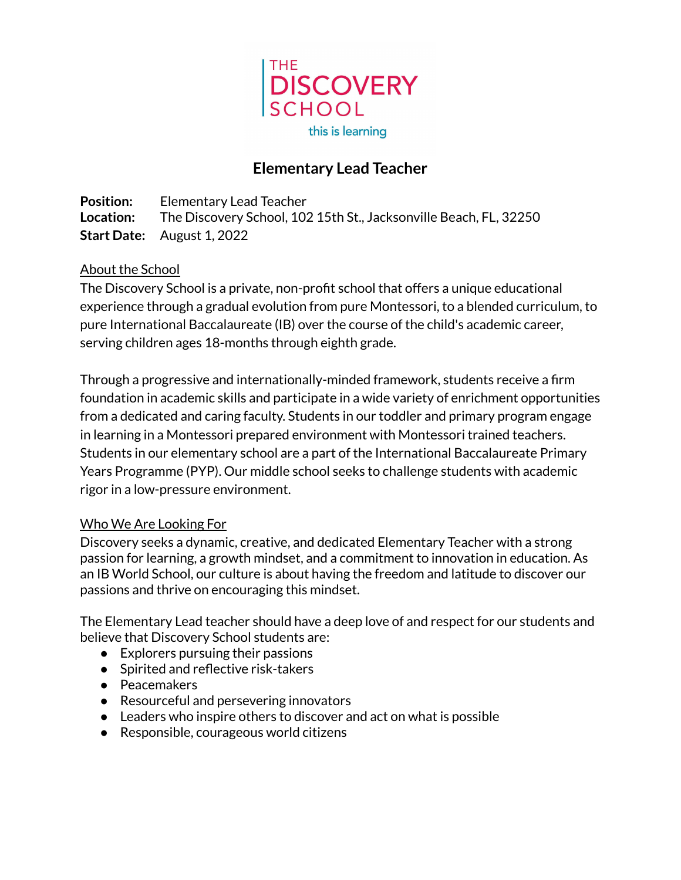THE
DISCOVERY
SCHOOL
this is learning

# Elementary Lead Teacher

**Position:** Elementary Lead Teacher
**Location:** The Discovery School, 102 15th St., Jacksonville Beach, FL, 32250
**Start Date:** August 1, 2022

## About the School

The Discovery School is a private, non-profit school that offers a unique educational experience through a gradual evolution from pure Montessori, to a blended curriculum, to pure International Baccalaureate (IB) over the course of the child's academic career, serving children ages 18-months through eighth grade.

Through a progressive and internationally-minded framework, students receive a firm foundation in academic skills and participate in a wide variety of enrichment opportunities from a dedicated and caring faculty. Students in our toddler and primary program engage in learning in a Montessori prepared environment with Montessori trained teachers. Students in our elementary school are a part of the International Baccalaureate Primary Years Programme (PYP). Our middle school seeks to challenge students with academic rigor in a low-pressure environment.

## Who We Are Looking For

Discovery seeks a dynamic, creative, and dedicated Elementary Teacher with a strong passion for learning, a growth mindset, and a commitment to innovation in education. As an IB World School, our culture is about having the freedom and latitude to discover our passions and thrive on encouraging this mindset.

The Elementary Lead teacher should have a deep love of and respect for our students and believe that Discovery School students are:

- Explorers pursuing their passions
- Spirited and reflective risk-takers
- Peacemakers
- Resourceful and persevering innovators
- Leaders who inspire others to discover and act on what is possible
- Responsible, courageous world citizens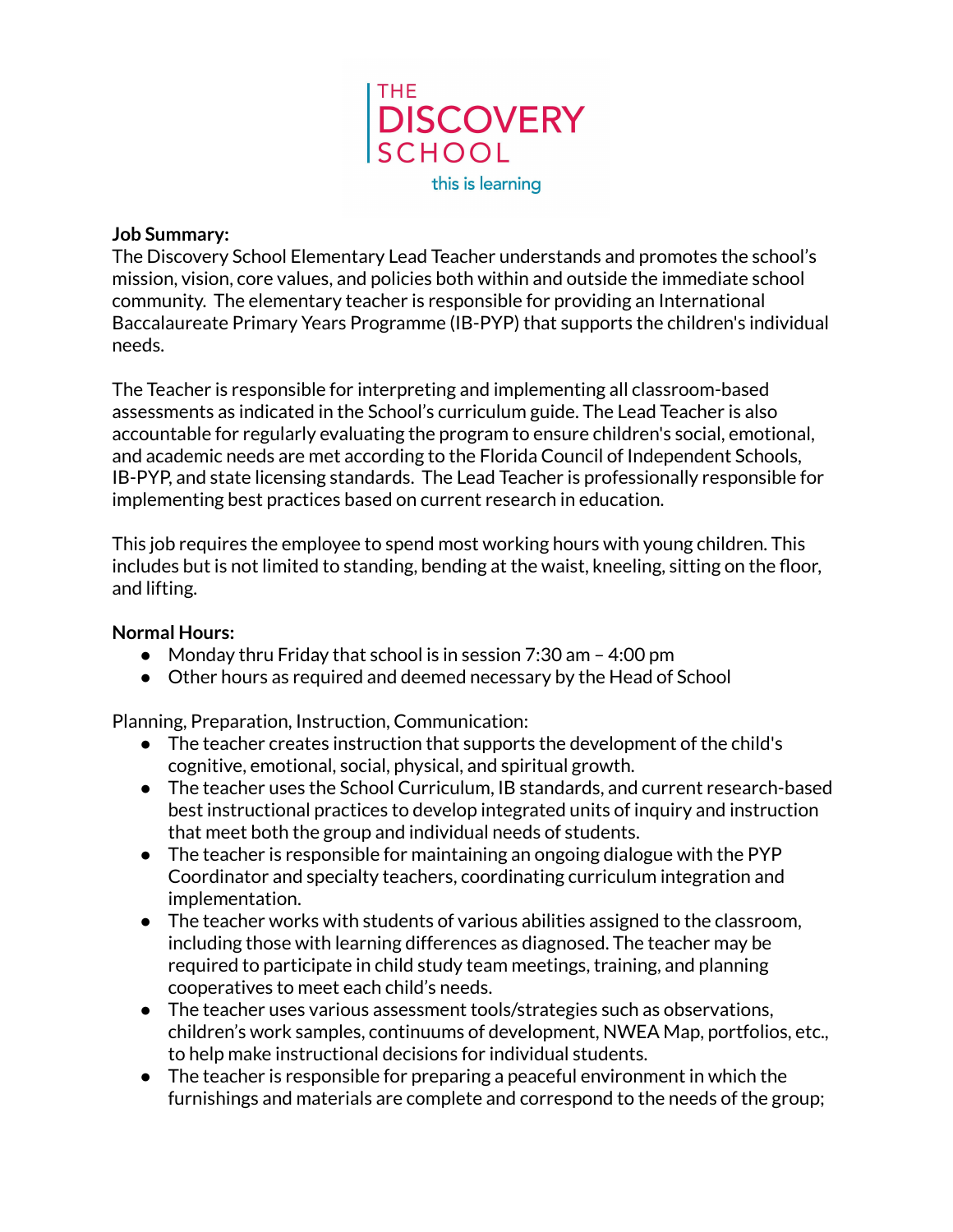THE
DISCOVERY
SCHOOL
this is learning

**Job Summary:**
The Discovery School Elementary Lead Teacher understands and promotes the school's mission, vision, core values, and policies both within and outside the immediate school community. The elementary teacher is responsible for providing an International Baccalaureate Primary Years Programme (IB-PYP) that supports the children's individual needs.

The Teacher is responsible for interpreting and implementing all classroom-based assessments as indicated in the School's curriculum guide. The Lead Teacher is also accountable for regularly evaluating the program to ensure children's social, emotional, and academic needs are met according to the Florida Council of Independent Schools, IB-PYP, and state licensing standards. The Lead Teacher is professionally responsible for implementing best practices based on current research in education.

This job requires the employee to spend most working hours with young children. This includes but is not limited to standing, bending at the waist, kneeling, sitting on the floor, and lifting.

**Normal Hours:**
- Monday thru Friday that school is in session 7:30 am – 4:00 pm
- Other hours as required and deemed necessary by the Head of School

Planning, Preparation, Instruction, Communication:
- The teacher creates instruction that supports the development of the child's cognitive, emotional, social, physical, and spiritual growth.
- The teacher uses the School Curriculum, IB standards, and current research-based best instructional practices to develop integrated units of inquiry and instruction that meet both the group and individual needs of students.
- The teacher is responsible for maintaining an ongoing dialogue with the PYP Coordinator and specialty teachers, coordinating curriculum integration and implementation.
- The teacher works with students of various abilities assigned to the classroom, including those with learning differences as diagnosed. The teacher may be required to participate in child study team meetings, training, and planning cooperatives to meet each child's needs.
- The teacher uses various assessment tools/strategies such as observations, children's work samples, continuums of development, NWEA Map, portfolios, etc., to help make instructional decisions for individual students.
- The teacher is responsible for preparing a peaceful environment in which the furnishings and materials are complete and correspond to the needs of the group;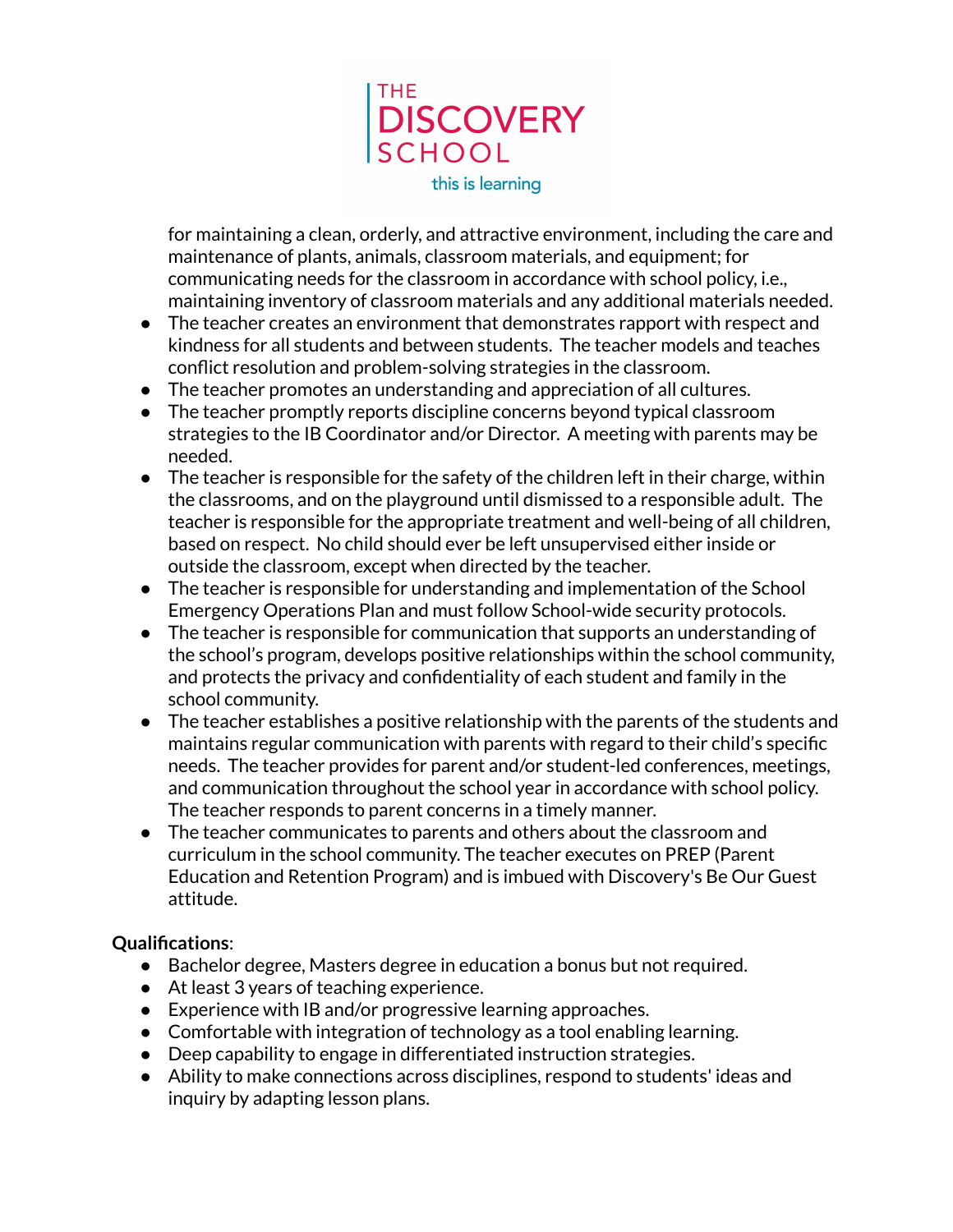for maintaining a clean, orderly, and attractive environment, including the care and maintenance of plants, animals, classroom materials, and equipment; for communicating needs for the classroom in accordance with school policy, i.e., maintaining inventory of classroom materials and any additional materials needed.

- The teacher creates an environment that demonstrates rapport with respect and kindness for all students and between students. The teacher models and teaches conflict resolution and problem-solving strategies in the classroom.
- The teacher promotes an understanding and appreciation of all cultures.
- The teacher promptly reports discipline concerns beyond typical classroom strategies to the IB Coordinator and/or Director. A meeting with parents may be needed.
- The teacher is responsible for the safety of the children left in their charge, within the classrooms, and on the playground until dismissed to a responsible adult. The teacher is responsible for the appropriate treatment and well-being of all children, based on respect. No child should ever be left unsupervised either inside or outside the classroom, except when directed by the teacher.
- The teacher is responsible for understanding and implementation of the School Emergency Operations Plan and must follow School-wide security protocols.
- The teacher is responsible for communication that supports an understanding of the school's program, develops positive relationships within the school community, and protects the privacy and confidentiality of each student and family in the school community.
- The teacher establishes a positive relationship with the parents of the students and maintains regular communication with parents with regard to their child's specific needs. The teacher provides for parent and/or student-led conferences, meetings, and communication throughout the school year in accordance with school policy. The teacher responds to parent concerns in a timely manner.
- The teacher communicates to parents and others about the classroom and curriculum in the school community. The teacher executes on PREP (Parent Education and Retention Program) and is imbued with Discovery's Be Our Guest attitude.

**Qualifications**:

- Bachelor degree, Masters degree in education a bonus but not required.
- At least 3 years of teaching experience.
- Experience with IB and/or progressive learning approaches.
- Comfortable with integration of technology as a tool enabling learning.
- Deep capability to engage in differentiated instruction strategies.
- Ability to make connections across disciplines, respond to students' ideas and inquiry by adapting lesson plans.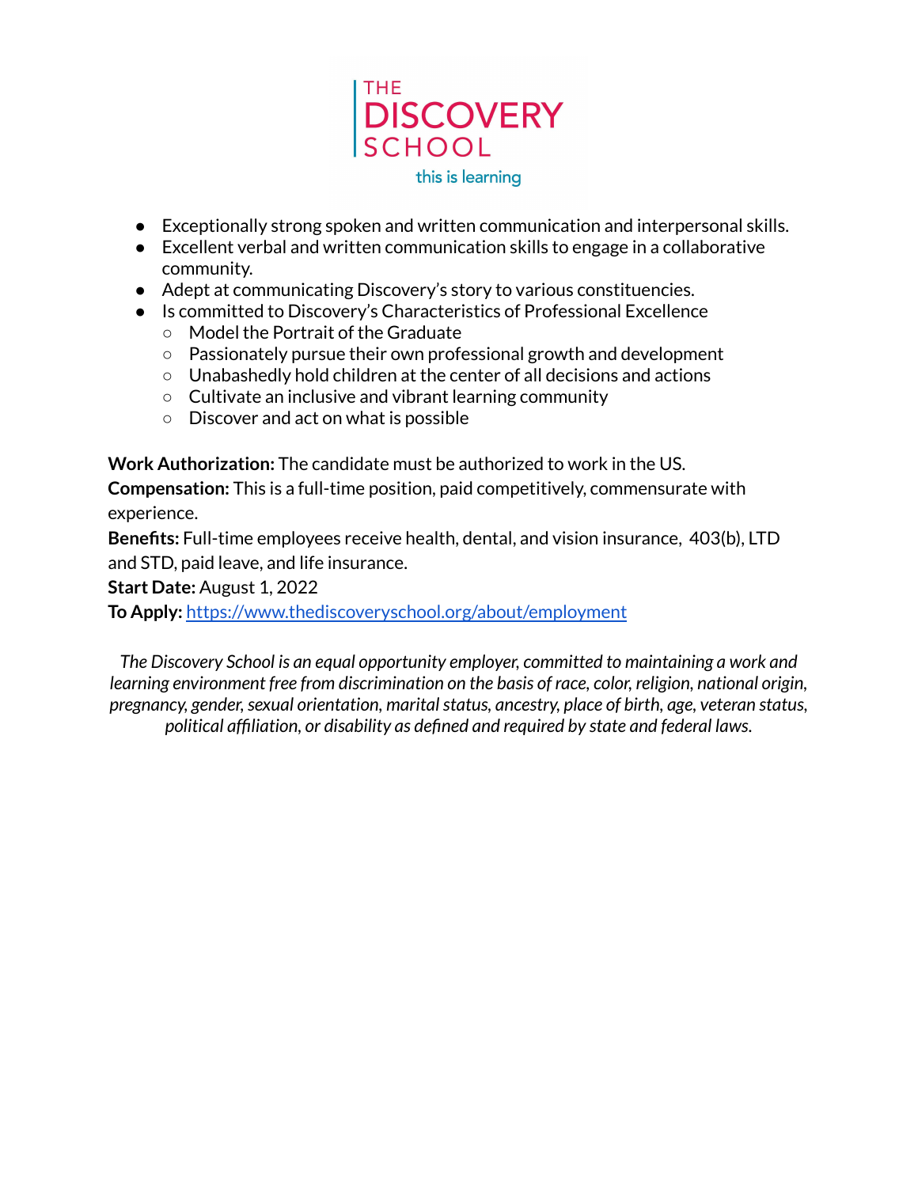THE DISCOVERY SCHOOL

this is learning

- Exceptionally strong spoken and written communication and interpersonal skills.
- Excellent verbal and written communication skills to engage in a collaborative community.
- Adept at communicating Discovery's story to various constituencies.
- Is committed to Discovery's Characteristics of Professional Excellence
  - Model the Portrait of the Graduate
  - Passionately pursue their own professional growth and development
  - Unabashedly hold children at the center of all decisions and actions
  - Cultivate an inclusive and vibrant learning community
  - Discover and act on what is possible

**Work Authorization:** The candidate must be authorized to work in the US.
**Compensation:** This is a full-time position, paid competitively, commensurate with experience.
**Benefits:** Full-time employees receive health, dental, and vision insurance, 403(b), LTD and STD, paid leave, and life insurance.
**Start Date:** August 1, 2022
**To Apply:** [https://www.thediscoveryschool.org/about/employment](https://www.thediscoveryschool.org/about/employment)

*The Discovery School is an equal opportunity employer, committed to maintaining a work and learning environment free from discrimination on the basis of race, color, religion, national origin, pregnancy, gender, sexual orientation, marital status, ancestry, place of birth, age, veteran status, political affiliation, or disability as defined and required by state and federal laws.*